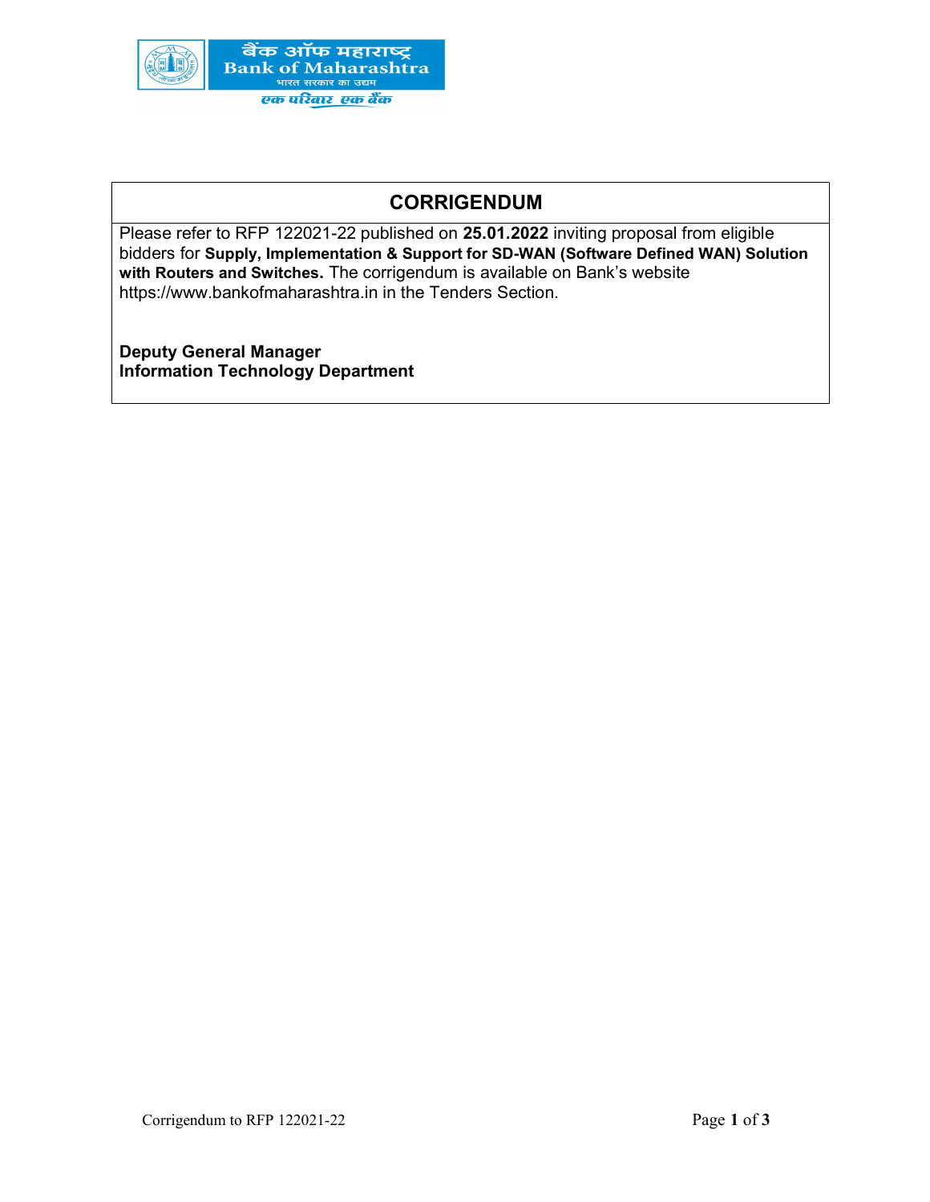बैंक ऑफ महाराष्ट्र
Bank of Maharashtra
भारत सरकार का उद्यम
एक परिवार एक बैंक

## CORRIGENDUM

Please refer to RFP 122021-22 published on **25.01.2022** inviting proposal from eligible bidders for **Supply, Implementation & Support for SD-WAN (Software Defined WAN) Solution with Routers and Switches.** The corrigendum is available on Bank's website https://www.bankofmaharashtra.in in the Tenders Section.

**Deputy General Manager**
**Information Technology Department**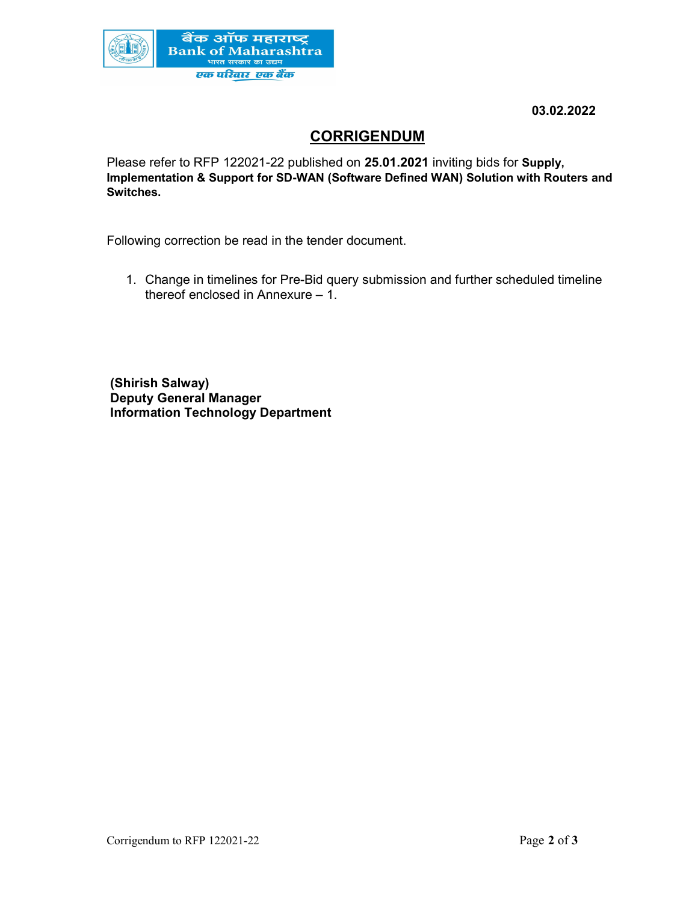03.02.2022

# CORRIGENDUM

Please refer to RFP 122021-22 published on **25.01.2021** inviting bids for **Supply, Implementation & Support for SD-WAN (Software Defined WAN) Solution with Routers and Switches.**

Following correction be read in the tender document.

1. Change in timelines for Pre-Bid query submission and further scheduled timeline thereof enclosed in Annexure – 1.

**(Shirish Salway)**
**Deputy General Manager**
**Information Technology Department**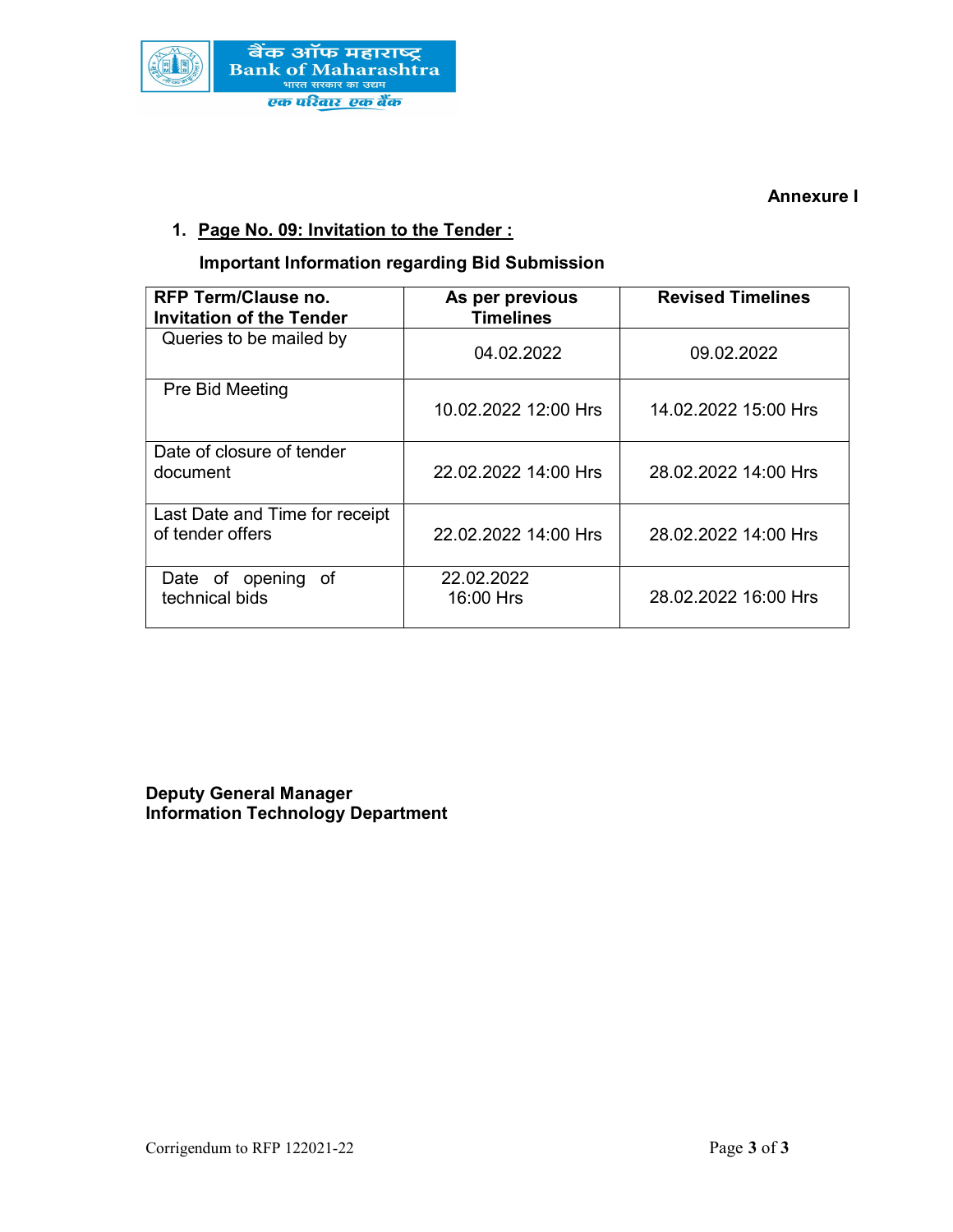**Annexure I**

1. **Page No. 09: Invitation to the Tender :**

**Important Information regarding Bid Submission**

| RFP Term/Clause no. Invitation of the Tender | As per previous Timelines | Revised Timelines |
|---|---|---|
| Queries to be mailed by | 04.02.2022 | 09.02.2022 |
| Pre Bid Meeting | 10.02.2022 12:00 Hrs | 14.02.2022 15:00 Hrs |
| Date of closure of tender document | 22.02.2022 14:00 Hrs | 28.02.2022 14:00 Hrs |
| Last Date and Time for receipt of tender offers | 22.02.2022 14:00 Hrs | 28.02.2022 14:00 Hrs |
| Date of opening of technical bids | 22.02.2022 16:00 Hrs | 28.02.2022 16:00 Hrs |

**Deputy General Manager**
**Information Technology Department**